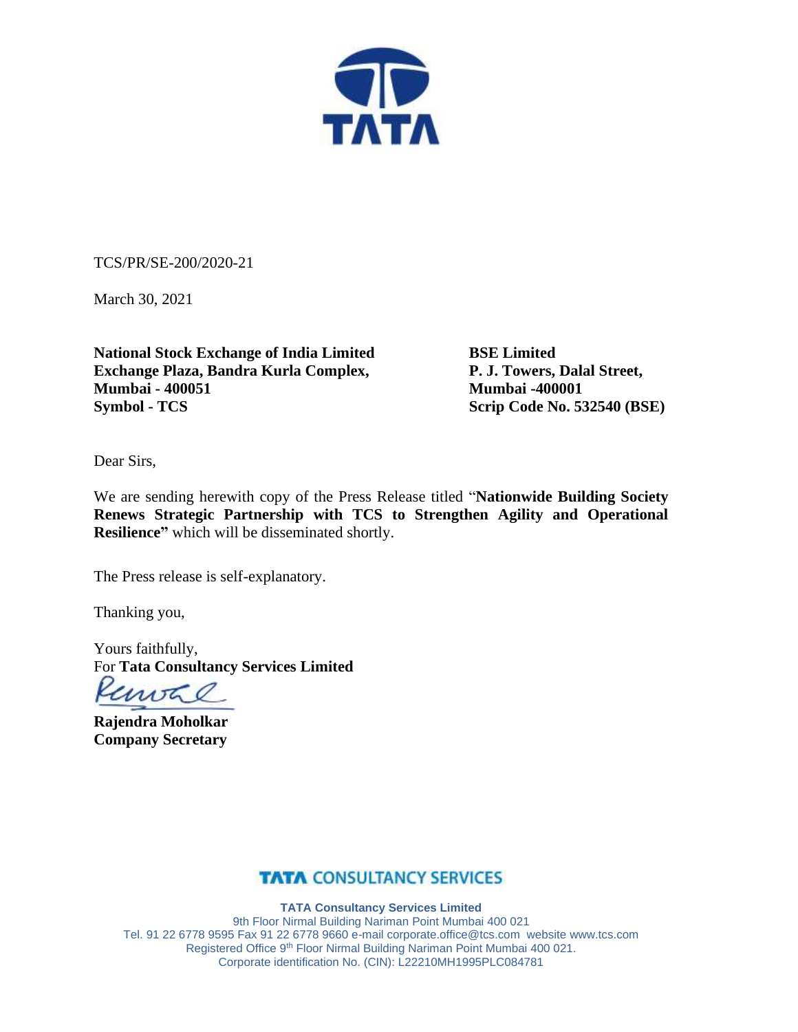TCS/PR/SE-200/2020-21

March 30, 2021

**National Stock Exchange of India Limited**
**Exchange Plaza, Bandra Kurla Complex,**
**Mumbai - 400051**
**Symbol - TCS**

**BSE Limited**
**P. J. Towers, Dalal Street,**
**Mumbai -400001**
**Scrip Code No. 532540 (BSE)**

Dear Sirs,

We are sending herewith copy of the Press Release titled "**Nationwide Building Society Renews Strategic Partnership with TCS to Strengthen Agility and Operational Resilience"** which will be disseminated shortly.

The Press release is self-explanatory.

Thanking you,

Yours faithfully,
For **Tata Consultancy Services Limited**

**Rajendra Moholkar**
**Company Secretary**

**TATA CONSULTANCY SERVICES**

**TATA Consultancy Services Limited**
9th Floor Nirmal Building Nariman Point Mumbai 400 021
Tel. 91 22 6778 9595 Fax 91 22 6778 9660 e-mail corporate.office@tcs.com website www.tcs.com
Registered Office 9th Floor Nirmal Building Nariman Point Mumbai 400 021.
Corporate identification No. (CIN): L22210MH1995PLC084781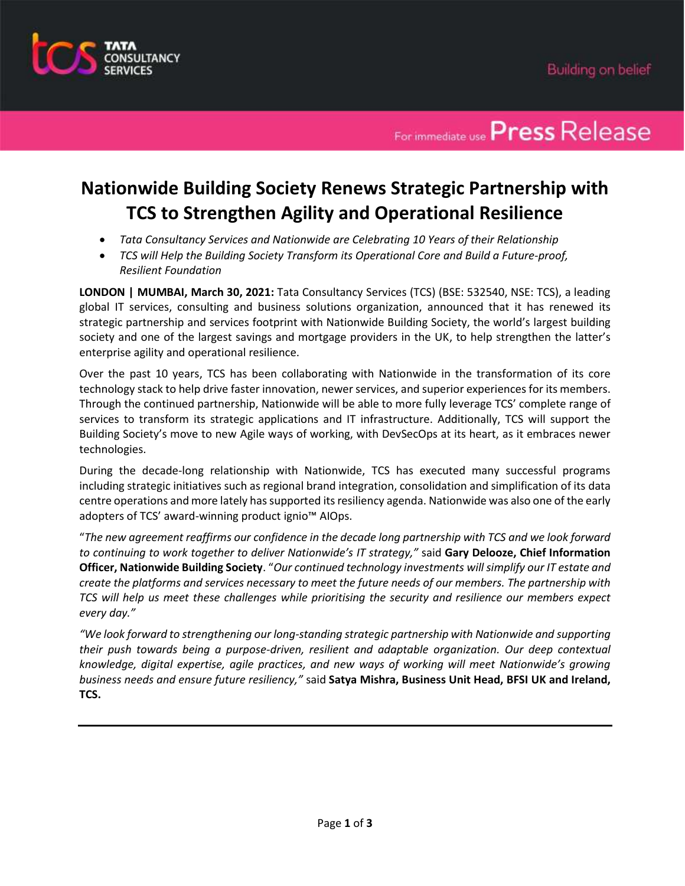# Nationwide Building Society Renews Strategic Partnership with TCS to Strengthen Agility and Operational Resilience

- *Tata Consultancy Services and Nationwide are Celebrating 10 Years of their Relationship*
- *TCS will Help the Building Society Transform its Operational Core and Build a Future-proof, Resilient Foundation*

**LONDON | MUMBAI, March 30, 2021:** Tata Consultancy Services (TCS) (BSE: 532540, NSE: TCS), a leading global IT services, consulting and business solutions organization, announced that it has renewed its strategic partnership and services footprint with Nationwide Building Society, the world's largest building society and one of the largest savings and mortgage providers in the UK, to help strengthen the latter's enterprise agility and operational resilience.

Over the past 10 years, TCS has been collaborating with Nationwide in the transformation of its core technology stack to help drive faster innovation, newer services, and superior experiences for its members. Through the continued partnership, Nationwide will be able to more fully leverage TCS' complete range of services to transform its strategic applications and IT infrastructure. Additionally, TCS will support the Building Society's move to new Agile ways of working, with DevSecOps at its heart, as it embraces newer technologies.

During the decade-long relationship with Nationwide, TCS has executed many successful programs including strategic initiatives such as regional brand integration, consolidation and simplification of its data centre operations and more lately has supported its resiliency agenda. Nationwide was also one of the early adopters of TCS' award-winning product ignio™ AIOps.

"*The new agreement reaffirms our confidence in the decade long partnership with TCS and we look forward to continuing to work together to deliver Nationwide's IT strategy,*" said **Gary Delooze, Chief Information Officer, Nationwide Building Society**. "*Our continued technology investments will simplify our IT estate and create the platforms and services necessary to meet the future needs of our members. The partnership with TCS will help us meet these challenges while prioritising the security and resilience our members expect every day.*"

*"We look forward to strengthening our long-standing strategic partnership with Nationwide and supporting their push towards being a purpose-driven, resilient and adaptable organization. Our deep contextual knowledge, digital expertise, agile practices, and new ways of working will meet Nationwide's growing business needs and ensure future resiliency,"* said **Satya Mishra, Business Unit Head, BFSI UK and Ireland, TCS.**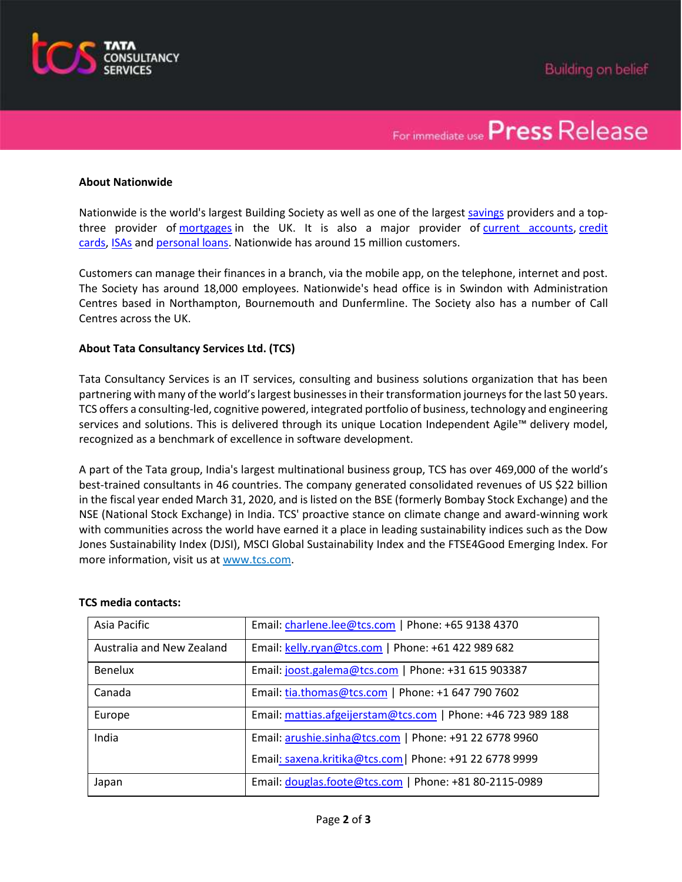**About Nationwide**

Nationwide is the world's largest Building Society as well as one of the largest savings providers and a top-three provider of mortgages in the UK. It is also a major provider of current accounts, credit cards, ISAs and personal loans. Nationwide has around 15 million customers.

Customers can manage their finances in a branch, via the mobile app, on the telephone, internet and post. The Society has around 18,000 employees. Nationwide's head office is in Swindon with Administration Centres based in Northampton, Bournemouth and Dunfermline. The Society also has a number of Call Centres across the UK.

**About Tata Consultancy Services Ltd. (TCS)**

Tata Consultancy Services is an IT services, consulting and business solutions organization that has been partnering with many of the world's largest businesses in their transformation journeys for the last 50 years. TCS offers a consulting-led, cognitive powered, integrated portfolio of business, technology and engineering services and solutions. This is delivered through its unique Location Independent Agile™ delivery model, recognized as a benchmark of excellence in software development.

A part of the Tata group, India's largest multinational business group, TCS has over 469,000 of the world's best-trained consultants in 46 countries. The company generated consolidated revenues of US $22 billion in the fiscal year ended March 31, 2020, and is listed on the BSE (formerly Bombay Stock Exchange) and the NSE (National Stock Exchange) in India. TCS' proactive stance on climate change and award-winning work with communities across the world have earned it a place in leading sustainability indices such as the Dow Jones Sustainability Index (DJSI), MSCI Global Sustainability Index and the FTSE4Good Emerging Index. For more information, visit us at www.tcs.com.

**TCS media contacts:**

| | |
|---|---|
| Asia Pacific | Email: charlene.lee@tcs.com \| Phone: +65 9138 4370 |
| Australia and New Zealand | Email: kelly.ryan@tcs.com \| Phone: +61 422 989 682 |
| Benelux | Email: joost.galema@tcs.com \| Phone: +31 615 903387 |
| Canada | Email: tia.thomas@tcs.com \| Phone: +1 647 790 7602 |
| Europe | Email: mattias.afgeijerstam@tcs.com \| Phone: +46 723 989 188 |
| India | Email: arushie.sinha@tcs.com \| Phone: +91 22 6778 9960<br>Email: saxena.kritika@tcs.com\| Phone: +91 22 6778 9999 |
| Japan | Email: douglas.foote@tcs.com \| Phone: +81 80-2115-0989 |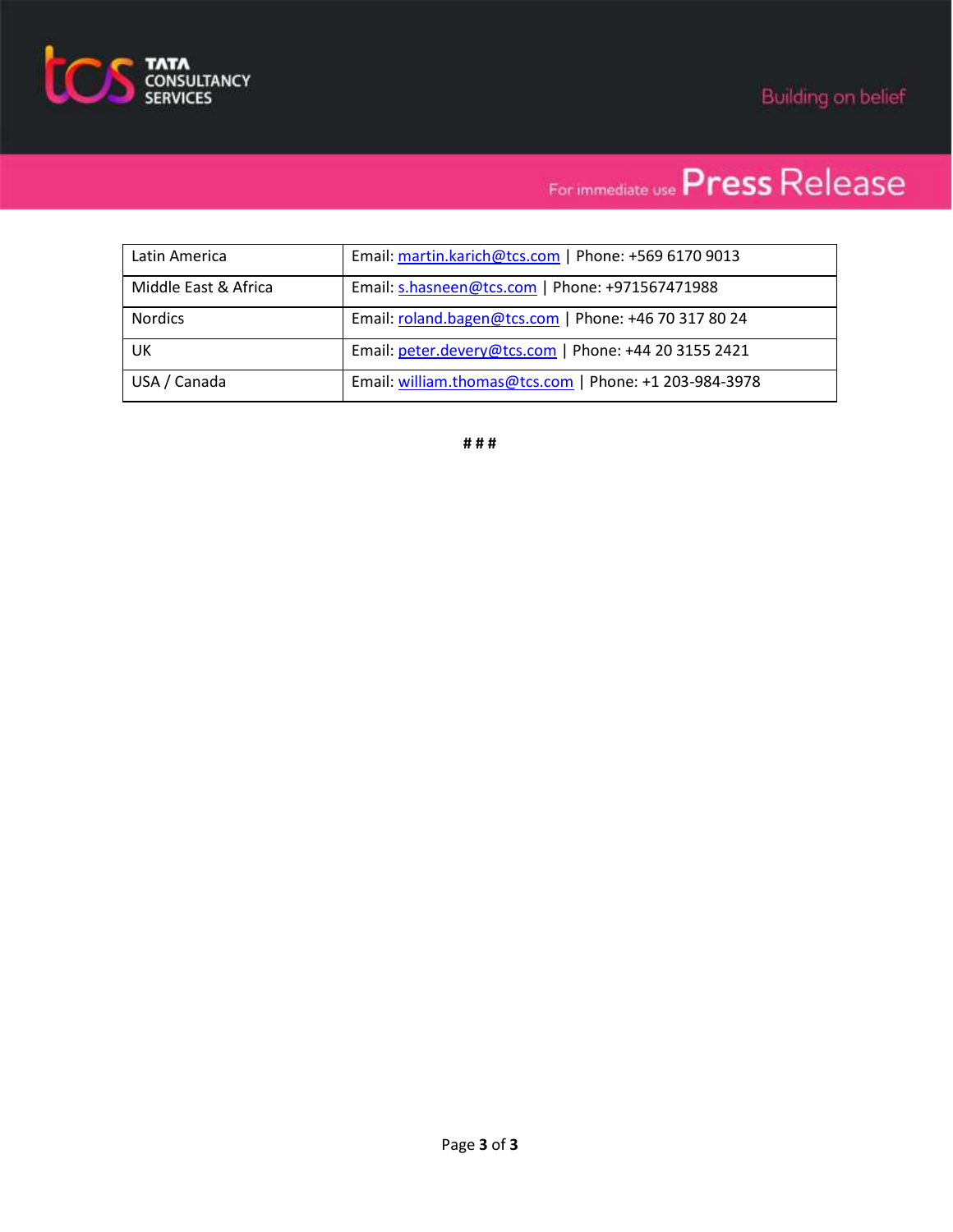| | |
|---|---|
| Latin America | Email: martin.karich@tcs.com \| Phone: +569 6170 9013 |
| Middle East & Africa | Email: s.hasneen@tcs.com \| Phone: +971567471988 |
| Nordics | Email: roland.bagen@tcs.com \| Phone: +46 70 317 80 24 |
| UK | Email: peter.devery@tcs.com \| Phone: +44 20 3155 2421 |
| USA / Canada | Email: william.thomas@tcs.com \| Phone: +1 203-984-3978 |

# # #